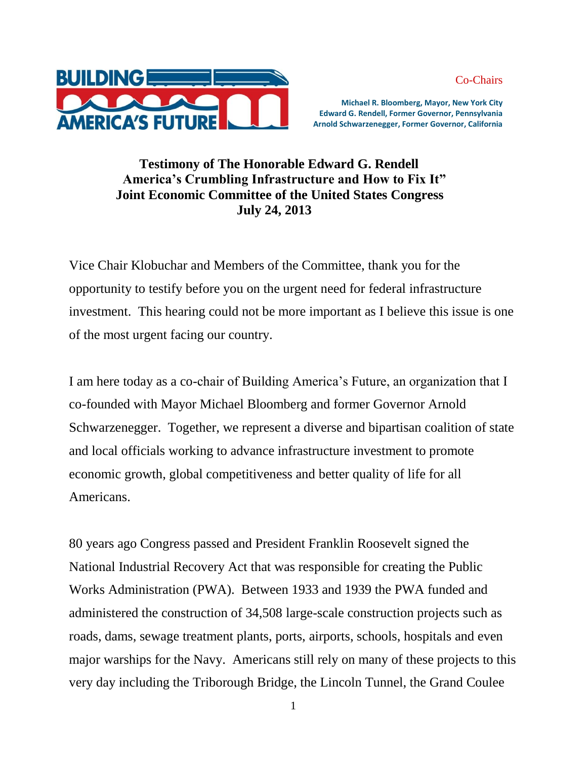BUILDING AMERICA'S FUTURE

Co-Chairs

**Michael R. Bloomberg, Mayor, New York City**
**Edward G. Rendell, Former Governor, Pennsylvania**
**Arnold Schwarzenegger, Former Governor, California**

# Testimony of The Honorable Edward G. Rendell America's Crumbling Infrastructure and How to Fix It" Joint Economic Committee of the United States Congress July 24, 2013

Vice Chair Klobuchar and Members of the Committee, thank you for the opportunity to testify before you on the urgent need for federal infrastructure investment. This hearing could not be more important as I believe this issue is one of the most urgent facing our country.

I am here today as a co-chair of Building America's Future, an organization that I co-founded with Mayor Michael Bloomberg and former Governor Arnold Schwarzenegger. Together, we represent a diverse and bipartisan coalition of state and local officials working to advance infrastructure investment to promote economic growth, global competitiveness and better quality of life for all Americans.

80 years ago Congress passed and President Franklin Roosevelt signed the National Industrial Recovery Act that was responsible for creating the Public Works Administration (PWA). Between 1933 and 1939 the PWA funded and administered the construction of 34,508 large-scale construction projects such as roads, dams, sewage treatment plants, ports, airports, schools, hospitals and even major warships for the Navy. Americans still rely on many of these projects to this very day including the Triborough Bridge, the Lincoln Tunnel, the Grand Coulee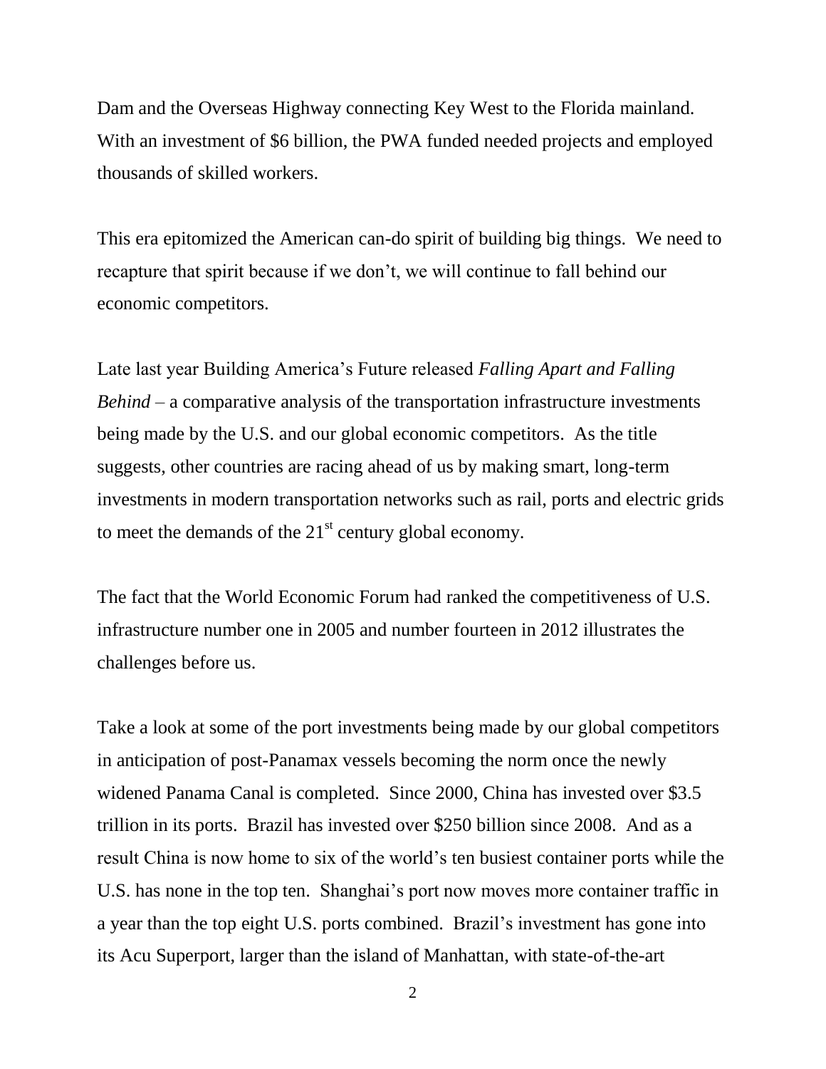Dam and the Overseas Highway connecting Key West to the Florida mainland. With an investment of $6 billion, the PWA funded needed projects and employed thousands of skilled workers.

This era epitomized the American can-do spirit of building big things. We need to recapture that spirit because if we don't, we will continue to fall behind our economic competitors.

Late last year Building America's Future released *Falling Apart and Falling Behind* – a comparative analysis of the transportation infrastructure investments being made by the U.S. and our global economic competitors. As the title suggests, other countries are racing ahead of us by making smart, long-term investments in modern transportation networks such as rail, ports and electric grids to meet the demands of the 21st century global economy.

The fact that the World Economic Forum had ranked the competitiveness of U.S. infrastructure number one in 2005 and number fourteen in 2012 illustrates the challenges before us.

Take a look at some of the port investments being made by our global competitors in anticipation of post-Panamax vessels becoming the norm once the newly widened Panama Canal is completed. Since 2000, China has invested over $3.5 trillion in its ports. Brazil has invested over $250 billion since 2008. And as a result China is now home to six of the world's ten busiest container ports while the U.S. has none in the top ten. Shanghai's port now moves more container traffic in a year than the top eight U.S. ports combined. Brazil's investment has gone into its Acu Superport, larger than the island of Manhattan, with state-of-the-art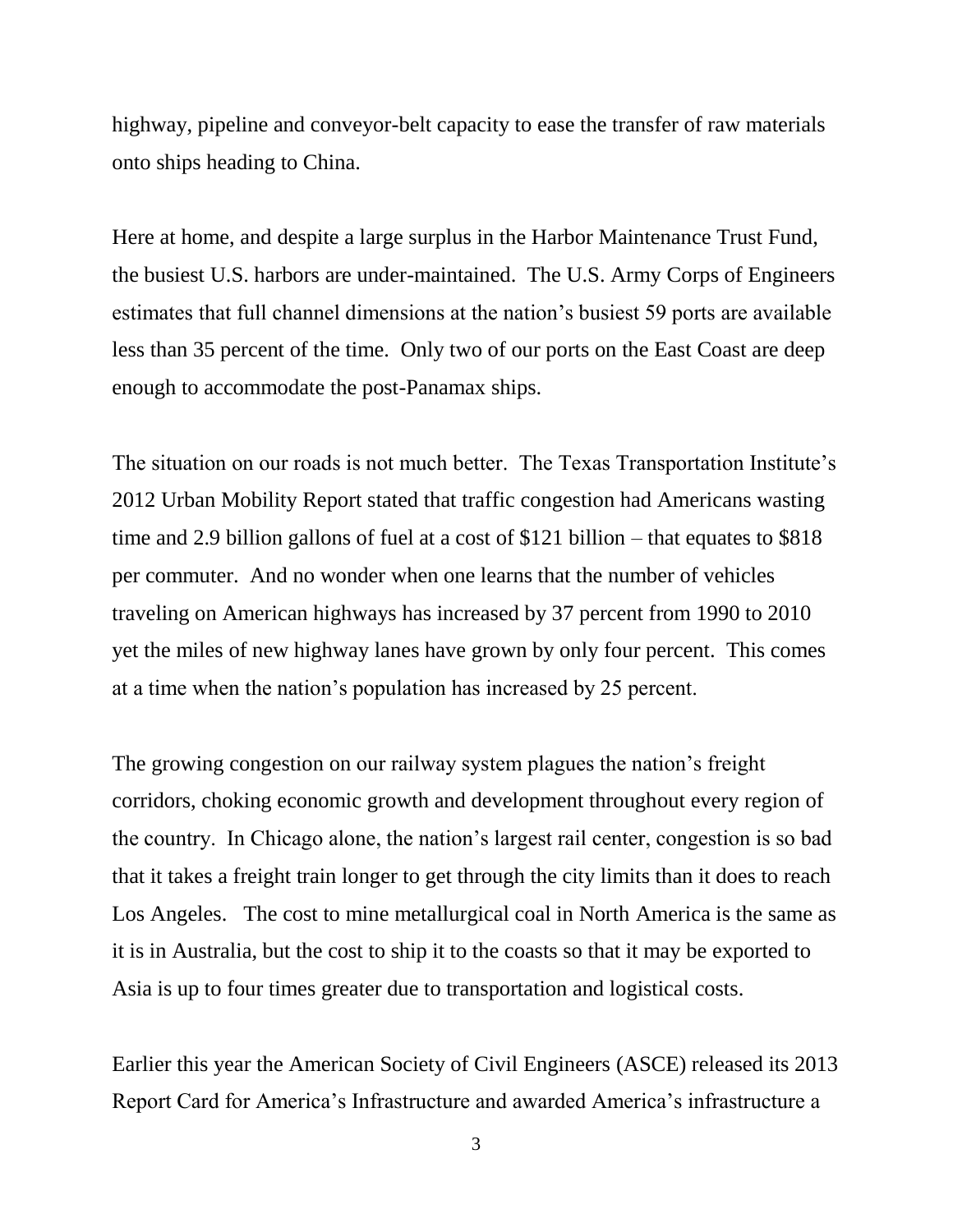highway, pipeline and conveyor-belt capacity to ease the transfer of raw materials onto ships heading to China.

Here at home, and despite a large surplus in the Harbor Maintenance Trust Fund, the busiest U.S. harbors are under-maintained. The U.S. Army Corps of Engineers estimates that full channel dimensions at the nation's busiest 59 ports are available less than 35 percent of the time. Only two of our ports on the East Coast are deep enough to accommodate the post-Panamax ships.

The situation on our roads is not much better. The Texas Transportation Institute's 2012 Urban Mobility Report stated that traffic congestion had Americans wasting time and 2.9 billion gallons of fuel at a cost of $121 billion – that equates to $818 per commuter. And no wonder when one learns that the number of vehicles traveling on American highways has increased by 37 percent from 1990 to 2010 yet the miles of new highway lanes have grown by only four percent. This comes at a time when the nation's population has increased by 25 percent.

The growing congestion on our railway system plagues the nation's freight corridors, choking economic growth and development throughout every region of the country. In Chicago alone, the nation's largest rail center, congestion is so bad that it takes a freight train longer to get through the city limits than it does to reach Los Angeles. The cost to mine metallurgical coal in North America is the same as it is in Australia, but the cost to ship it to the coasts so that it may be exported to Asia is up to four times greater due to transportation and logistical costs.

Earlier this year the American Society of Civil Engineers (ASCE) released its 2013 Report Card for America's Infrastructure and awarded America's infrastructure a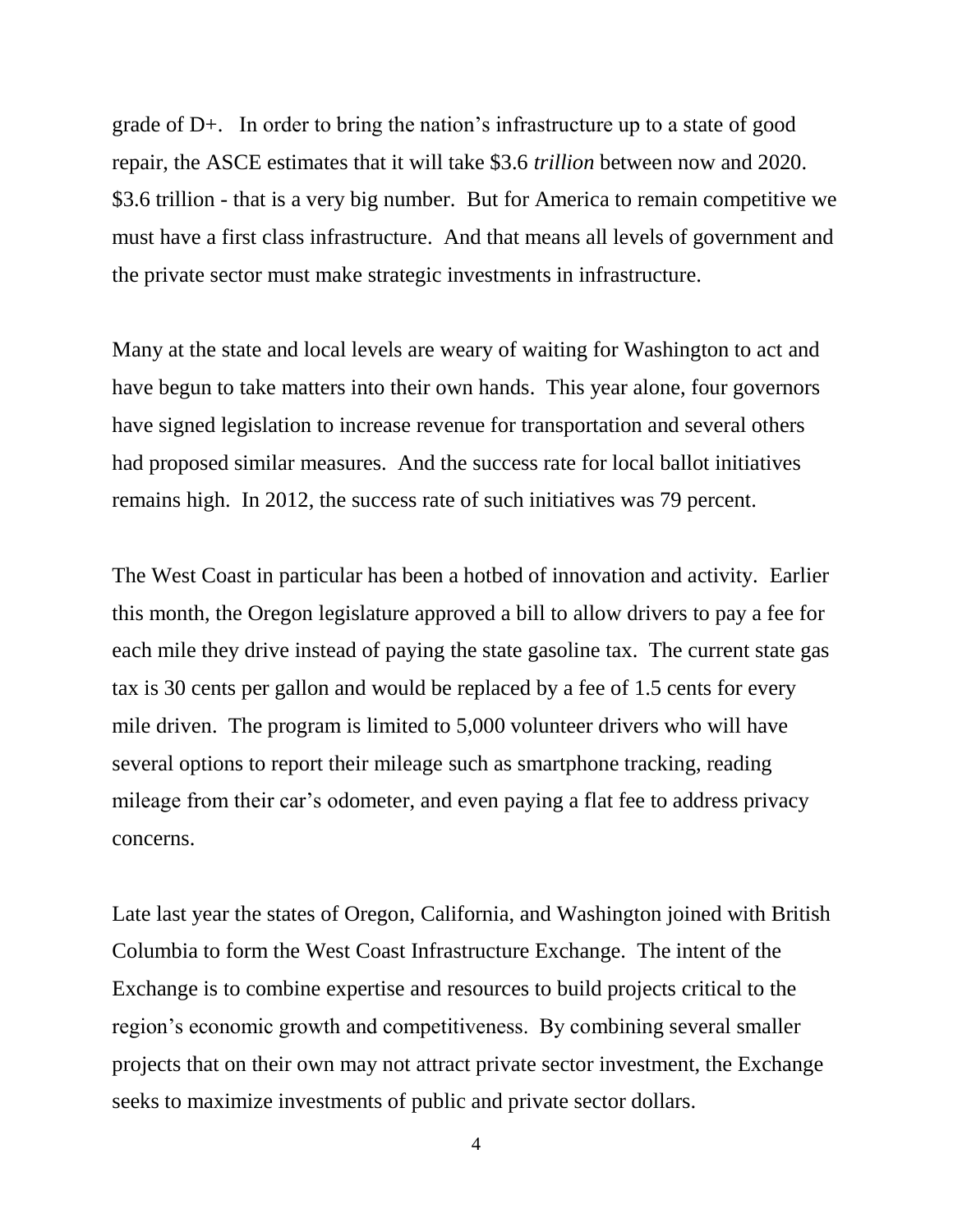grade of D+. In order to bring the nation's infrastructure up to a state of good repair, the ASCE estimates that it will take $3.6 *trillion* between now and 2020. $3.6 trillion - that is a very big number. But for America to remain competitive we must have a first class infrastructure. And that means all levels of government and the private sector must make strategic investments in infrastructure.

Many at the state and local levels are weary of waiting for Washington to act and have begun to take matters into their own hands. This year alone, four governors have signed legislation to increase revenue for transportation and several others had proposed similar measures. And the success rate for local ballot initiatives remains high. In 2012, the success rate of such initiatives was 79 percent.

The West Coast in particular has been a hotbed of innovation and activity. Earlier this month, the Oregon legislature approved a bill to allow drivers to pay a fee for each mile they drive instead of paying the state gasoline tax. The current state gas tax is 30 cents per gallon and would be replaced by a fee of 1.5 cents for every mile driven. The program is limited to 5,000 volunteer drivers who will have several options to report their mileage such as smartphone tracking, reading mileage from their car's odometer, and even paying a flat fee to address privacy concerns.

Late last year the states of Oregon, California, and Washington joined with British Columbia to form the West Coast Infrastructure Exchange. The intent of the Exchange is to combine expertise and resources to build projects critical to the region's economic growth and competitiveness. By combining several smaller projects that on their own may not attract private sector investment, the Exchange seeks to maximize investments of public and private sector dollars.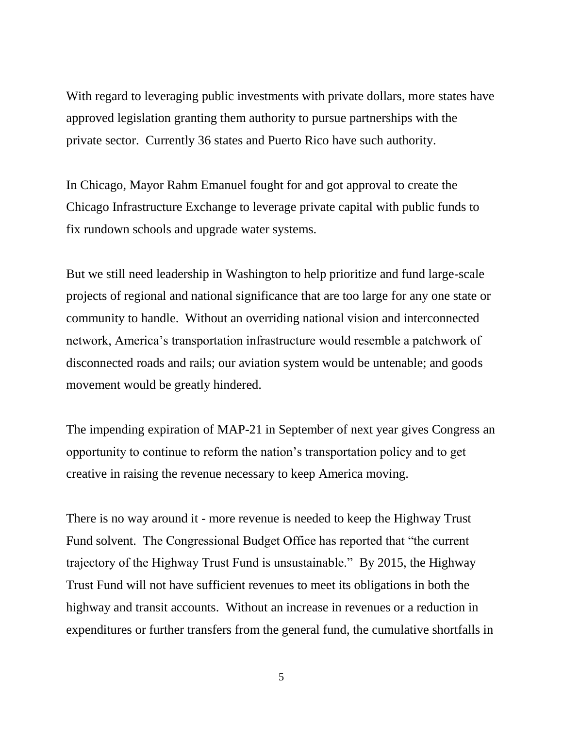With regard to leveraging public investments with private dollars, more states have approved legislation granting them authority to pursue partnerships with the private sector. Currently 36 states and Puerto Rico have such authority.

In Chicago, Mayor Rahm Emanuel fought for and got approval to create the Chicago Infrastructure Exchange to leverage private capital with public funds to fix rundown schools and upgrade water systems.

But we still need leadership in Washington to help prioritize and fund large-scale projects of regional and national significance that are too large for any one state or community to handle. Without an overriding national vision and interconnected network, America's transportation infrastructure would resemble a patchwork of disconnected roads and rails; our aviation system would be untenable; and goods movement would be greatly hindered.

The impending expiration of MAP-21 in September of next year gives Congress an opportunity to continue to reform the nation's transportation policy and to get creative in raising the revenue necessary to keep America moving.

There is no way around it - more revenue is needed to keep the Highway Trust Fund solvent. The Congressional Budget Office has reported that "the current trajectory of the Highway Trust Fund is unsustainable." By 2015, the Highway Trust Fund will not have sufficient revenues to meet its obligations in both the highway and transit accounts. Without an increase in revenues or a reduction in expenditures or further transfers from the general fund, the cumulative shortfalls in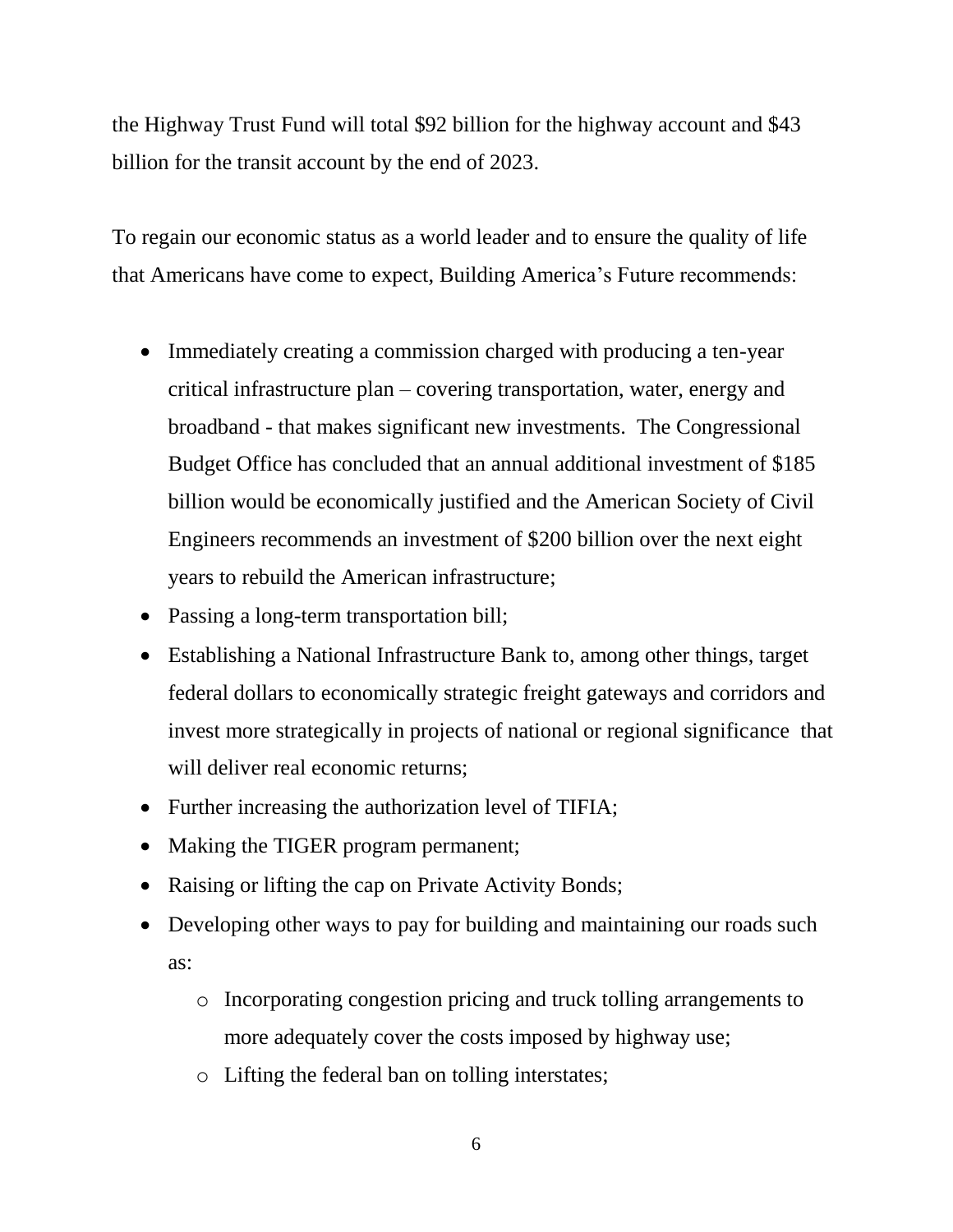the Highway Trust Fund will total $92 billion for the highway account and $43 billion for the transit account by the end of 2023.

To regain our economic status as a world leader and to ensure the quality of life that Americans have come to expect, Building America's Future recommends:

- Immediately creating a commission charged with producing a ten-year critical infrastructure plan – covering transportation, water, energy and broadband - that makes significant new investments. The Congressional Budget Office has concluded that an annual additional investment of $185 billion would be economically justified and the American Society of Civil Engineers recommends an investment of $200 billion over the next eight years to rebuild the American infrastructure;
- Passing a long-term transportation bill;
- Establishing a National Infrastructure Bank to, among other things, target federal dollars to economically strategic freight gateways and corridors and invest more strategically in projects of national or regional significance that will deliver real economic returns;
- Further increasing the authorization level of TIFIA;
- Making the TIGER program permanent;
- Raising or lifting the cap on Private Activity Bonds;
- Developing other ways to pay for building and maintaining our roads such as:
    - Incorporating congestion pricing and truck tolling arrangements to more adequately cover the costs imposed by highway use;
    - Lifting the federal ban on tolling interstates;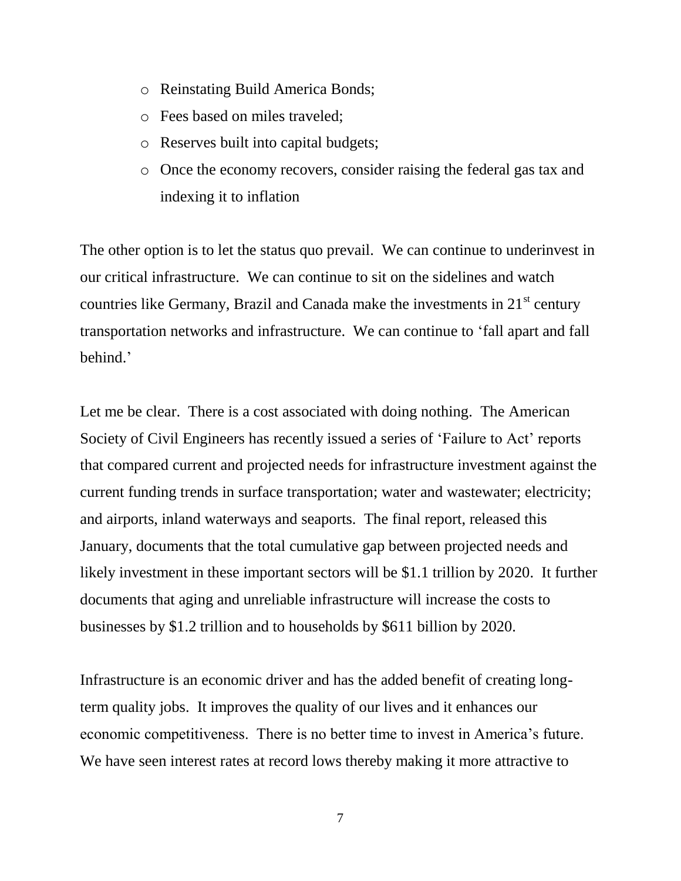- Reinstating Build America Bonds;
- Fees based on miles traveled;
- Reserves built into capital budgets;
- Once the economy recovers, consider raising the federal gas tax and indexing it to inflation

The other option is to let the status quo prevail. We can continue to underinvest in our critical infrastructure. We can continue to sit on the sidelines and watch countries like Germany, Brazil and Canada make the investments in 21st century transportation networks and infrastructure. We can continue to 'fall apart and fall behind.'

Let me be clear. There is a cost associated with doing nothing. The American Society of Civil Engineers has recently issued a series of 'Failure to Act' reports that compared current and projected needs for infrastructure investment against the current funding trends in surface transportation; water and wastewater; electricity; and airports, inland waterways and seaports. The final report, released this January, documents that the total cumulative gap between projected needs and likely investment in these important sectors will be $1.1 trillion by 2020. It further documents that aging and unreliable infrastructure will increase the costs to businesses by $1.2 trillion and to households by $611 billion by 2020.

Infrastructure is an economic driver and has the added benefit of creating long-term quality jobs. It improves the quality of our lives and it enhances our economic competitiveness. There is no better time to invest in America's future. We have seen interest rates at record lows thereby making it more attractive to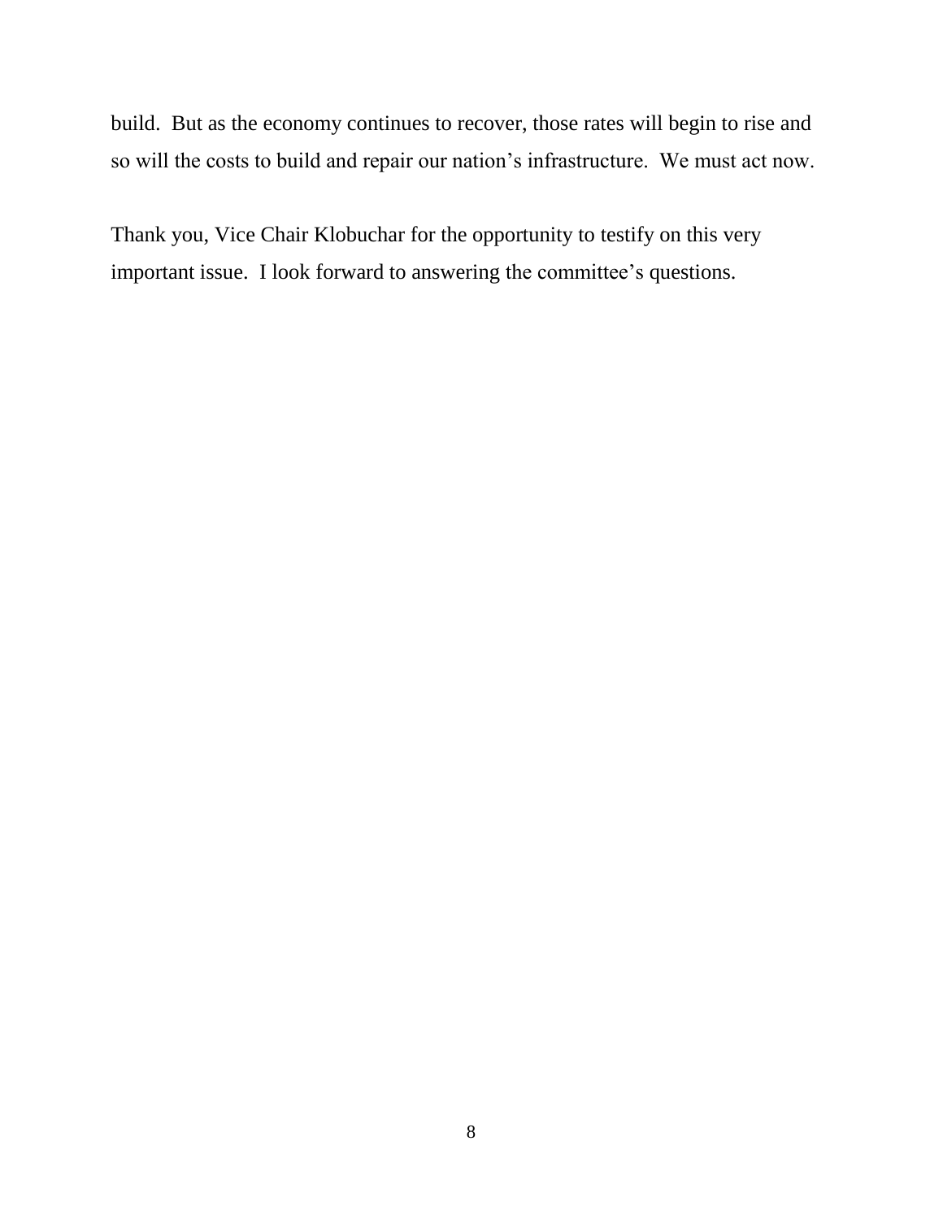build. But as the economy continues to recover, those rates will begin to rise and so will the costs to build and repair our nation's infrastructure. We must act now.

Thank you, Vice Chair Klobuchar for the opportunity to testify on this very important issue. I look forward to answering the committee's questions.